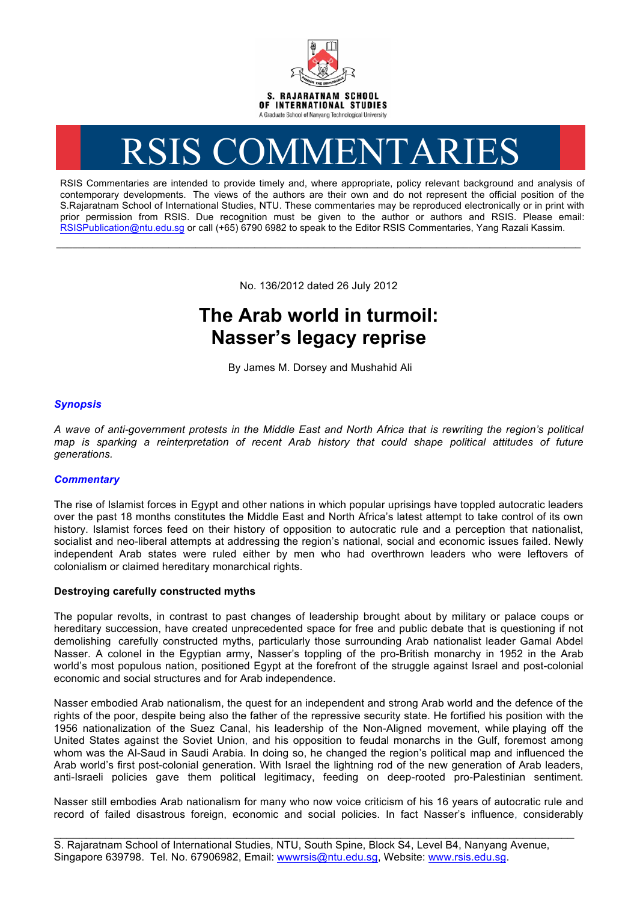S. RAJARATNAM SCHOOL OF INTERNATIONAL STUDIES
A Graduate School of Nanyang Technological University

# RSIS COMMENTARIES

RSIS Commentaries are intended to provide timely and, where appropriate, policy relevant background and analysis of contemporary developments. The views of the authors are their own and do not represent the official position of the S.Rajaratnam School of International Studies, NTU. These commentaries may be reproduced electronically or in print with prior permission from RSIS. Due recognition must be given to the author or authors and RSIS. Please email: RSISPublication@ntu.edu.sg or call (+65) 6790 6982 to speak to the Editor RSIS Commentaries, Yang Razali Kassim.

---

No. 136/2012 dated 26 July 2012

# The Arab world in turmoil: Nasser's legacy reprise

By James M. Dorsey and Mushahid Ali

### *Synopsis*

*A wave of anti-government protests in the Middle East and North Africa that is rewriting the region's political map is sparking a reinterpretation of recent Arab history that could shape political attitudes of future generations.*

### *Commentary*

The rise of Islamist forces in Egypt and other nations in which popular uprisings have toppled autocratic leaders over the past 18 months constitutes the Middle East and North Africa's latest attempt to take control of its own history. Islamist forces feed on their history of opposition to autocratic rule and a perception that nationalist, socialist and neo-liberal attempts at addressing the region's national, social and economic issues failed. Newly independent Arab states were ruled either by men who had overthrown leaders who were leftovers of colonialism or claimed hereditary monarchical rights.

**Destroying carefully constructed myths**

The popular revolts, in contrast to past changes of leadership brought about by military or palace coups or hereditary succession, have created unprecedented space for free and public debate that is questioning if not demolishing carefully constructed myths, particularly those surrounding Arab nationalist leader Gamal Abdel Nasser. A colonel in the Egyptian army, Nasser's toppling of the pro-British monarchy in 1952 in the Arab world's most populous nation, positioned Egypt at the forefront of the struggle against Israel and post-colonial economic and social structures and for Arab independence.

Nasser embodied Arab nationalism, the quest for an independent and strong Arab world and the defence of the rights of the poor, despite being also the father of the repressive security state. He fortified his position with the 1956 nationalization of the Suez Canal, his leadership of the Non-Aligned movement, while playing off the United States against the Soviet Union, and his opposition to feudal monarchs in the Gulf, foremost among whom was the Al-Saud in Saudi Arabia. In doing so, he changed the region's political map and influenced the Arab world's first post-colonial generation. With Israel the lightning rod of the new generation of Arab leaders, anti-Israeli policies gave them political legitimacy, feeding on deep-rooted pro-Palestinian sentiment.

Nasser still embodies Arab nationalism for many who now voice criticism of his 16 years of autocratic rule and record of failed disastrous foreign, economic and social policies. In fact Nasser's influence, considerably

---

S. Rajaratnam School of International Studies, NTU, South Spine, Block S4, Level B4, Nanyang Avenue, Singapore 639798. Tel. No. 67906982, Email: wwwrsis@ntu.edu.sg, Website: www.rsis.edu.sg.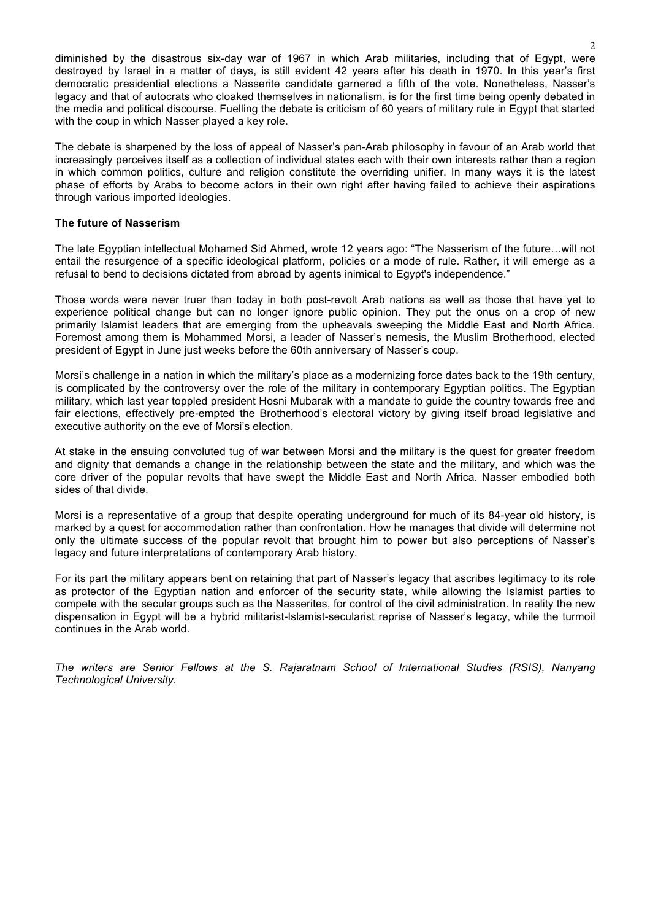diminished by the disastrous six-day war of 1967 in which Arab militaries, including that of Egypt, were destroyed by Israel in a matter of days, is still evident 42 years after his death in 1970. In this year's first democratic presidential elections a Nasserite candidate garnered a fifth of the vote. Nonetheless, Nasser's legacy and that of autocrats who cloaked themselves in nationalism, is for the first time being openly debated in the media and political discourse. Fuelling the debate is criticism of 60 years of military rule in Egypt that started with the coup in which Nasser played a key role.

The debate is sharpened by the loss of appeal of Nasser's pan-Arab philosophy in favour of an Arab world that increasingly perceives itself as a collection of individual states each with their own interests rather than a region in which common politics, culture and religion constitute the overriding unifier. In many ways it is the latest phase of efforts by Arabs to become actors in their own right after having failed to achieve their aspirations through various imported ideologies.

**The future of Nasserism**

The late Egyptian intellectual Mohamed Sid Ahmed, wrote 12 years ago: "The Nasserism of the future…will not entail the resurgence of a specific ideological platform, policies or a mode of rule. Rather, it will emerge as a refusal to bend to decisions dictated from abroad by agents inimical to Egypt's independence."

Those words were never truer than today in both post-revolt Arab nations as well as those that have yet to experience political change but can no longer ignore public opinion. They put the onus on a crop of new primarily Islamist leaders that are emerging from the upheavals sweeping the Middle East and North Africa. Foremost among them is Mohammed Morsi, a leader of Nasser's nemesis, the Muslim Brotherhood, elected president of Egypt in June just weeks before the 60th anniversary of Nasser's coup.

Morsi's challenge in a nation in which the military's place as a modernizing force dates back to the 19th century, is complicated by the controversy over the role of the military in contemporary Egyptian politics. The Egyptian military, which last year toppled president Hosni Mubarak with a mandate to guide the country towards free and fair elections, effectively pre-empted the Brotherhood's electoral victory by giving itself broad legislative and executive authority on the eve of Morsi's election.

At stake in the ensuing convoluted tug of war between Morsi and the military is the quest for greater freedom and dignity that demands a change in the relationship between the state and the military, and which was the core driver of the popular revolts that have swept the Middle East and North Africa. Nasser embodied both sides of that divide.

Morsi is a representative of a group that despite operating underground for much of its 84-year old history, is marked by a quest for accommodation rather than confrontation. How he manages that divide will determine not only the ultimate success of the popular revolt that brought him to power but also perceptions of Nasser's legacy and future interpretations of contemporary Arab history.

For its part the military appears bent on retaining that part of Nasser's legacy that ascribes legitimacy to its role as protector of the Egyptian nation and enforcer of the security state, while allowing the Islamist parties to compete with the secular groups such as the Nasserites, for control of the civil administration. In reality the new dispensation in Egypt will be a hybrid militarist-Islamist-secularist reprise of Nasser's legacy, while the turmoil continues in the Arab world.

*The writers are Senior Fellows at the S. Rajaratnam School of International Studies (RSIS), Nanyang Technological University.*